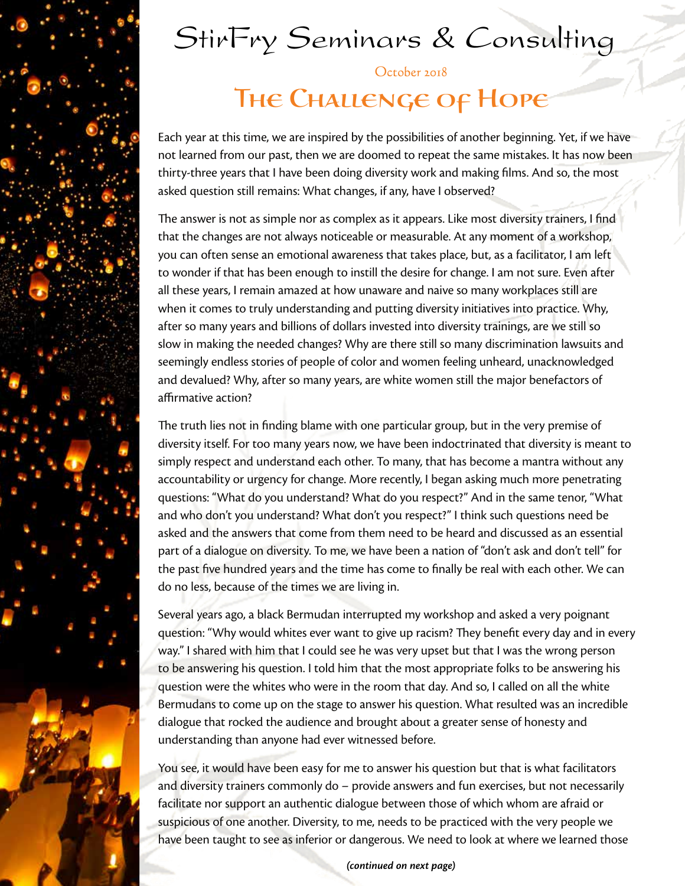# StirFry Seminars & Consulting

October 2018

## The Challenge of Hope

Each year at this time, we are inspired by the possibilities of another beginning. Yet, if we have not learned from our past, then we are doomed to repeat the same mistakes. It has now been thirty-three years that I have been doing diversity work and making films. And so, the most asked question still remains: What changes, if any, have I observed?

The answer is not as simple nor as complex as it appears. Like most diversity trainers, I find that the changes are not always noticeable or measurable. At any moment of a workshop, you can often sense an emotional awareness that takes place, but, as a facilitator, I am left to wonder if that has been enough to instill the desire for change. I am not sure. Even after all these years, I remain amazed at how unaware and naive so many workplaces still are when it comes to truly understanding and putting diversity initiatives into practice. Why, after so many years and billions of dollars invested into diversity trainings, are we still so slow in making the needed changes? Why are there still so many discrimination lawsuits and seemingly endless stories of people of color and women feeling unheard, unacknowledged and devalued? Why, after so many years, are white women still the major benefactors of affirmative action?

The truth lies not in finding blame with one particular group, but in the very premise of diversity itself. For too many years now, we have been indoctrinated that diversity is meant to simply respect and understand each other. To many, that has become a mantra without any accountability or urgency for change. More recently, I began asking much more penetrating questions: "What do you understand? What do you respect?" And in the same tenor, "What and who don't you understand? What don't you respect?" I think such questions need be asked and the answers that come from them need to be heard and discussed as an essential part of a dialogue on diversity. To me, we have been a nation of "don't ask and don't tell" for the past five hundred years and the time has come to finally be real with each other. We can do no less, because of the times we are living in.

Several years ago, a black Bermudan interrupted my workshop and asked a very poignant question: "Why would whites ever want to give up racism? They benefit every day and in every way." I shared with him that I could see he was very upset but that I was the wrong person to be answering his question. I told him that the most appropriate folks to be answering his question were the whites who were in the room that day. And so, I called on all the white Bermudans to come up on the stage to answer his question. What resulted was an incredible dialogue that rocked the audience and brought about a greater sense of honesty and understanding than anyone had ever witnessed before.

You see, it would have been easy for me to answer his question but that is what facilitators and diversity trainers commonly do – provide answers and fun exercises, but not necessarily facilitate nor support an authentic dialogue between those of which whom are afraid or suspicious of one another. Diversity, to me, needs to be practiced with the very people we have been taught to see as inferior or dangerous. We need to look at where we learned those

***(continued on next page)***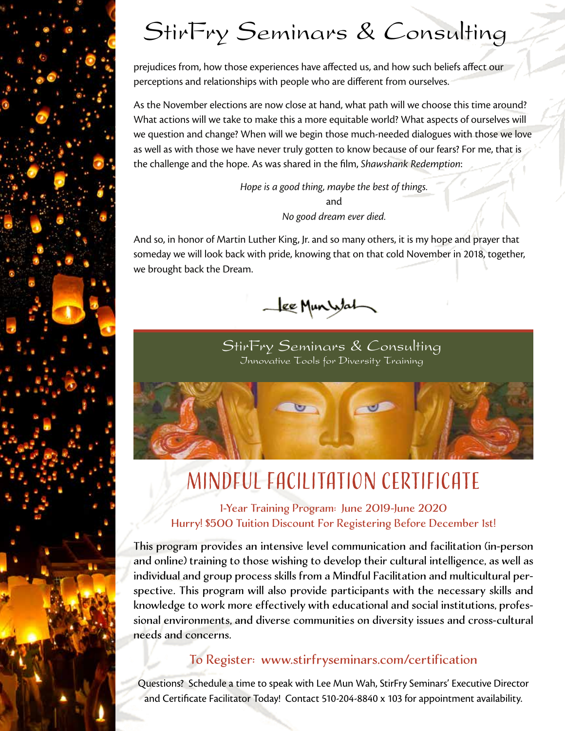# StirFry Seminars & Consulting

prejudices from, how those experiences have affected us, and how such beliefs affect our perceptions and relationships with people who are different from ourselves.

As the November elections are now close at hand, what path will we choose this time around? What actions will we take to make this a more equitable world? What aspects of ourselves will we question and change? When will we begin those much-needed dialogues with those we love as well as with those we have never truly gotten to know because of our fears? For me, that is the challenge and the hope. As was shared in the film, *Shawshank Redemption*:

*Hope is a good thing, maybe the best of things.*
and
*No good dream ever died.*

And so, in honor of Martin Luther King, Jr. and so many others, it is my hope and prayer that someday we will look back with pride, knowing that on that cold November in 2018, together, we brought back the Dream.

Lee Mun Wah

## StirFry Seminars & Consulting

Innovative Tools for Diversity Training

# MINDFUL FACILITATION CERTIFICATE

1-Year Training Program: June 2019-June 2020
Hurry! $500 Tuition Discount For Registering Before December 1st!

This program provides an intensive level communication and facilitation (in-person and online) training to those wishing to develop their cultural intelligence, as well as individual and group process skills from a Mindful Facilitation and multicultural perspective. This program will also provide participants with the necessary skills and knowledge to work more effectively with educational and social institutions, professional environments, and diverse communities on diversity issues and cross-cultural needs and concerns.

To Register: www.stirfryseminars.com/certification

Questions? Schedule a time to speak with Lee Mun Wah, StirFry Seminars' Executive Director and Certificate Facilitator Today! Contact 510-204-8840 x 103 for appointment availability.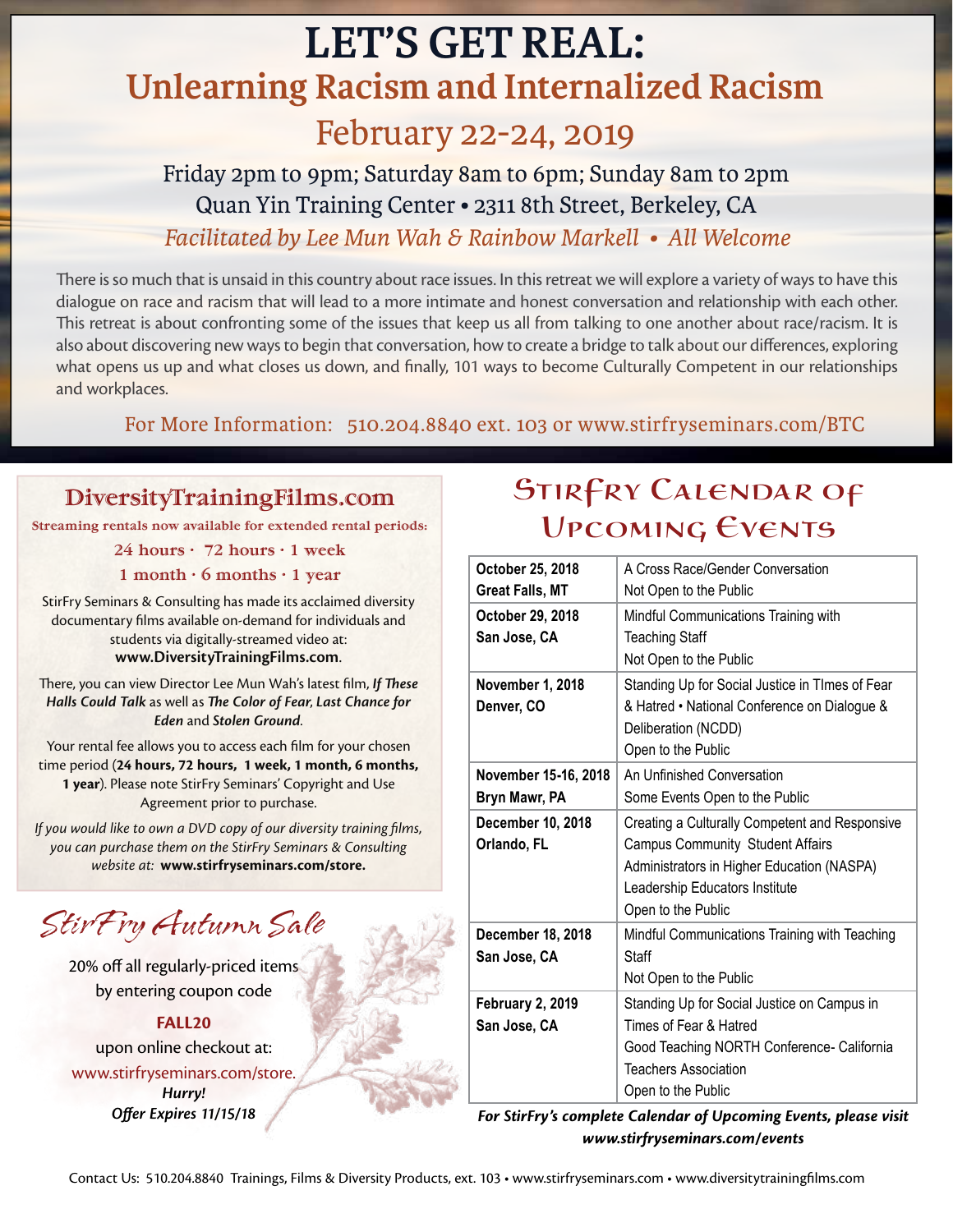# LET'S GET REAL:

## Unlearning Racism and Internalized Racism

## February 22-24, 2019

Friday 2pm to 9pm; Saturday 8am to 6pm; Sunday 8am to 2pm

Quan Yin Training Center • 2311 8th Street, Berkeley, CA

*Facilitated by Lee Mun Wah & Rainbow Markell • All Welcome*

There is so much that is unsaid in this country about race issues. In this retreat we will explore a variety of ways to have this dialogue on race and racism that will lead to a more intimate and honest conversation and relationship with each other. This retreat is about confronting some of the issues that keep us all from talking to one another about race/racism. It is also about discovering new ways to begin that conversation, how to create a bridge to talk about our differences, exploring what opens us up and what closes us down, and finally, 101 ways to become Culturally Competent in our relationships and workplaces.

For More Information: 510.204.8840 ext. 103 or www.stirfryseminars.com/BTC

## DiversityTrainingFilms.com

**Streaming rentals now available for extended rental periods:**

24 hours · 72 hours · 1 week

1 month · 6 months · 1 year

StirFry Seminars & Consulting has made its acclaimed diversity documentary films available on-demand for individuals and students via digitally-streamed video at: **www.DiversityTrainingFilms.com**.

There, you can view Director Lee Mun Wah's latest film, ***If These Halls Could Talk*** as well as ***The Color of Fear, Last Chance for Eden*** and ***Stolen Ground***.

Your rental fee allows you to access each film for your chosen time period (**24 hours, 72 hours, 1 week, 1 month, 6 months, 1 year**). Please note StirFry Seminars' Copyright and Use Agreement prior to purchase.

*If you would like to own a DVD copy of our diversity training films, you can purchase them on the StirFry Seminars & Consulting website at:* **www.stirfryseminars.com/store.**

## StirFry Autumn Sale

20% off all regularly-priced items by entering coupon code

**FALL20**

upon online checkout at:

www.stirfryseminars.com/store.

***Hurry!***

***Offer Expires 11/15/18***

## StirFry Calendar of Upcoming Events

| | |
|---|---|
| **October 25, 2018**<br>**Great Falls, MT** | A Cross Race/Gender Conversation<br>Not Open to the Public |
| **October 29, 2018**<br>**San Jose, CA** | Mindful Communications Training with Teaching Staff<br>Not Open to the Public |
| **November 1, 2018**<br>**Denver, CO** | Standing Up for Social Justice in TImes of Fear & Hatred • National Conference on Dialogue & Deliberation (NCDD)<br>Open to the Public |
| **November 15-16, 2018**<br>**Bryn Mawr, PA** | An Unfinished Conversation<br>Some Events Open to the Public |
| **December 10, 2018**<br>**Orlando, FL** | Creating a Culturally Competent and Responsive Campus Community Student Affairs Administrators in Higher Education (NASPA) Leadership Educators Institute<br>Open to the Public |
| **December 18, 2018**<br>**San Jose, CA** | Mindful Communications Training with Teaching Staff<br>Not Open to the Public |
| **February 2, 2019**<br>**San Jose, CA** | Standing Up for Social Justice on Campus in Times of Fear & Hatred<br>Good Teaching NORTH Conference- California Teachers Association<br>Open to the Public |

***For StirFry's complete Calendar of Upcoming Events, please visit www.stirfryseminars.com/events***

Contact Us: 510.204.8840 Trainings, Films & Diversity Products, ext. 103 • www.stirfryseminars.com • www.diversitytrainingfilms.com